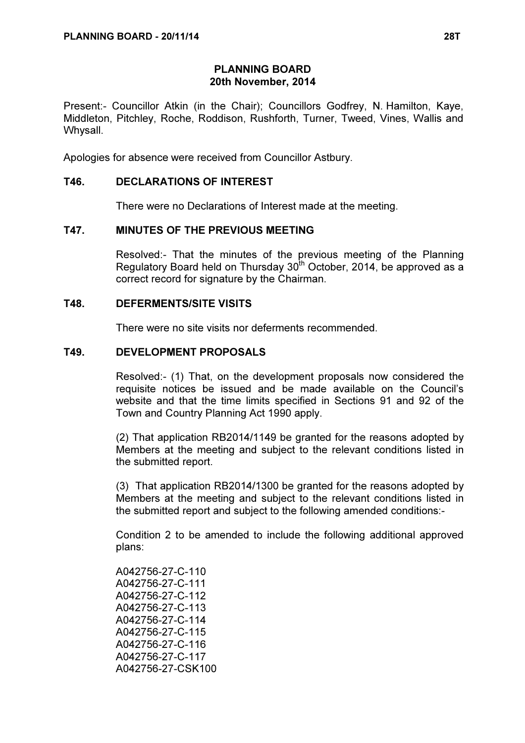# PLANNING BOARD
## 20th November, 2014

Present:- Councillor Atkin (in the Chair); Councillors Godfrey, N. Hamilton, Kaye, Middleton, Pitchley, Roche, Roddison, Rushforth, Turner, Tweed, Vines, Wallis and Whysall.

Apologies for absence were received from Councillor Astbury.

### T46. DECLARATIONS OF INTEREST

There were no Declarations of Interest made at the meeting.

### T47. MINUTES OF THE PREVIOUS MEETING

Resolved:- That the minutes of the previous meeting of the Planning Regulatory Board held on Thursday 30th October, 2014, be approved as a correct record for signature by the Chairman.

### T48. DEFERMENTS/SITE VISITS

There were no site visits nor deferments recommended.

### T49. DEVELOPMENT PROPOSALS

Resolved:- (1) That, on the development proposals now considered the requisite notices be issued and be made available on the Council's website and that the time limits specified in Sections 91 and 92 of the Town and Country Planning Act 1990 apply.

(2) That application RB2014/1149 be granted for the reasons adopted by Members at the meeting and subject to the relevant conditions listed in the submitted report.

(3) That application RB2014/1300 be granted for the reasons adopted by Members at the meeting and subject to the relevant conditions listed in the submitted report and subject to the following amended conditions:-

Condition 2 to be amended to include the following additional approved plans:

A042756-27-C-110
A042756-27-C-111
A042756-27-C-112
A042756-27-C-113
A042756-27-C-114
A042756-27-C-115
A042756-27-C-116
A042756-27-C-117
A042756-27-CSK100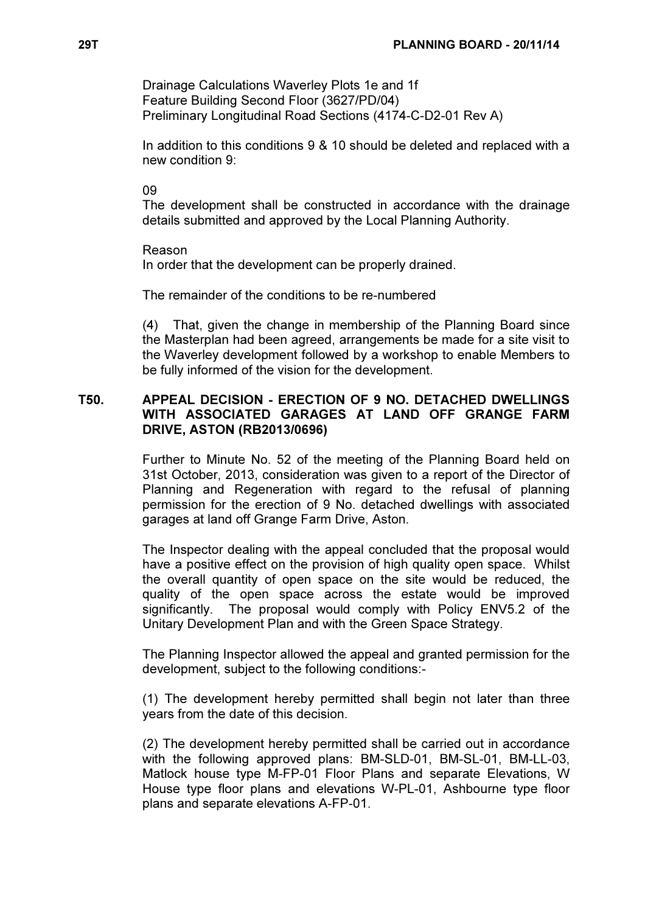Drainage Calculations Waverley Plots 1e and 1f
Feature Building Second Floor (3627/PD/04)
Preliminary Longitudinal Road Sections (4174-C-D2-01 Rev A)

In addition to this conditions 9 & 10 should be deleted and replaced with a new condition 9:

09
The development shall be constructed in accordance with the drainage details submitted and approved by the Local Planning Authority.

Reason
In order that the development can be properly drained.

The remainder of the conditions to be re-numbered

(4) That, given the change in membership of the Planning Board since the Masterplan had been agreed, arrangements be made for a site visit to the Waverley development followed by a workshop to enable Members to be fully informed of the vision for the development.

## T50. APPEAL DECISION - ERECTION OF 9 NO. DETACHED DWELLINGS WITH ASSOCIATED GARAGES AT LAND OFF GRANGE FARM DRIVE, ASTON (RB2013/0696)

Further to Minute No. 52 of the meeting of the Planning Board held on 31st October, 2013, consideration was given to a report of the Director of Planning and Regeneration with regard to the refusal of planning permission for the erection of 9 No. detached dwellings with associated garages at land off Grange Farm Drive, Aston.

The Inspector dealing with the appeal concluded that the proposal would have a positive effect on the provision of high quality open space. Whilst the overall quantity of open space on the site would be reduced, the quality of the open space across the estate would be improved significantly. The proposal would comply with Policy ENV5.2 of the Unitary Development Plan and with the Green Space Strategy.

The Planning Inspector allowed the appeal and granted permission for the development, subject to the following conditions:-

(1) The development hereby permitted shall begin not later than three years from the date of this decision.

(2) The development hereby permitted shall be carried out in accordance with the following approved plans: BM-SLD-01, BM-SL-01, BM-LL-03, Matlock house type M-FP-01 Floor Plans and separate Elevations, W House type floor plans and elevations W-PL-01, Ashbourne type floor plans and separate elevations A-FP-01.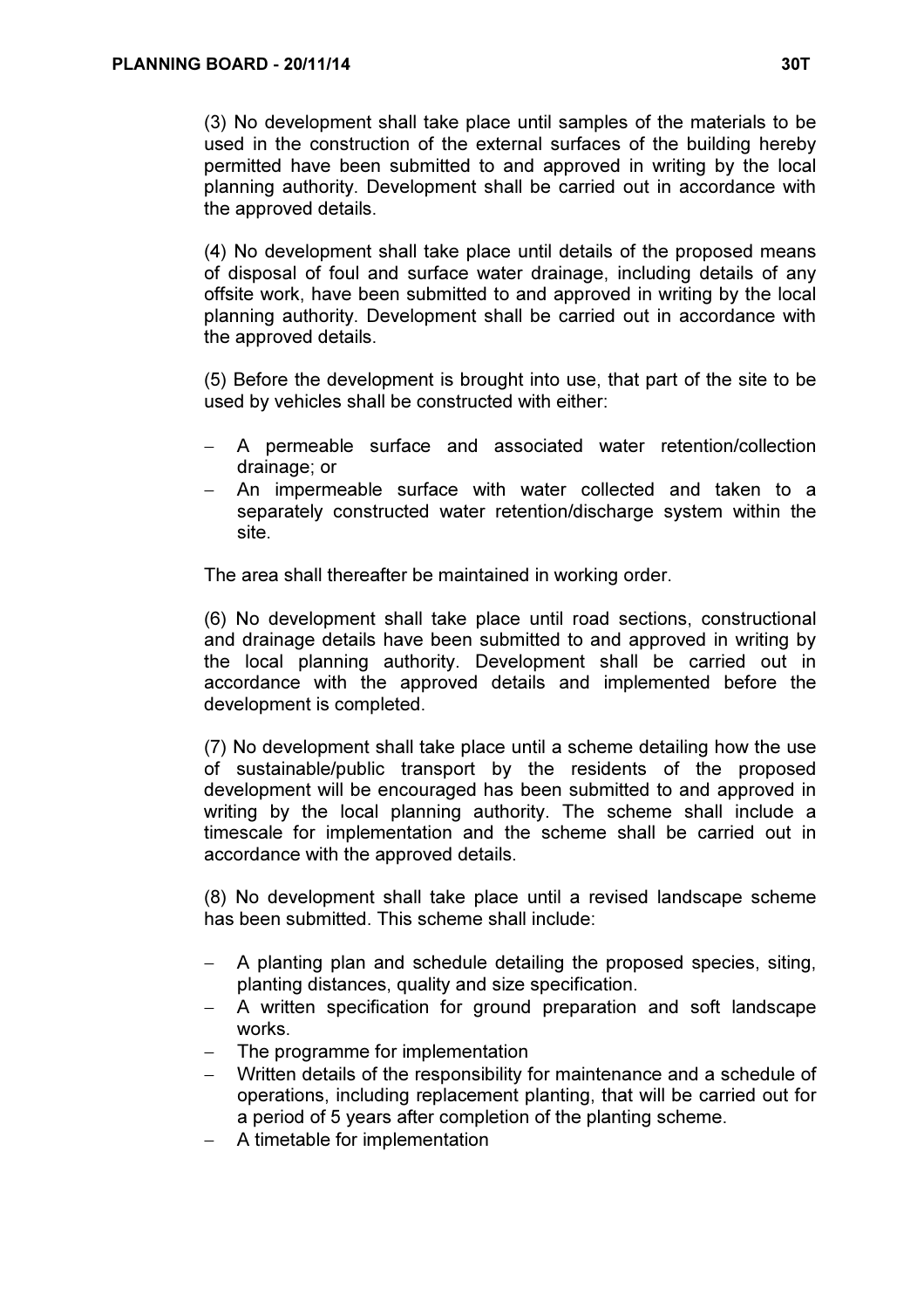(3) No development shall take place until samples of the materials to be used in the construction of the external surfaces of the building hereby permitted have been submitted to and approved in writing by the local planning authority. Development shall be carried out in accordance with the approved details.

(4) No development shall take place until details of the proposed means of disposal of foul and surface water drainage, including details of any offsite work, have been submitted to and approved in writing by the local planning authority. Development shall be carried out in accordance with the approved details.

(5) Before the development is brought into use, that part of the site to be used by vehicles shall be constructed with either:

- A permeable surface and associated water retention/collection drainage; or
- An impermeable surface with water collected and taken to a separately constructed water retention/discharge system within the site.

The area shall thereafter be maintained in working order.

(6) No development shall take place until road sections, constructional and drainage details have been submitted to and approved in writing by the local planning authority. Development shall be carried out in accordance with the approved details and implemented before the development is completed.

(7) No development shall take place until a scheme detailing how the use of sustainable/public transport by the residents of the proposed development will be encouraged has been submitted to and approved in writing by the local planning authority. The scheme shall include a timescale for implementation and the scheme shall be carried out in accordance with the approved details.

(8) No development shall take place until a revised landscape scheme has been submitted. This scheme shall include:

- A planting plan and schedule detailing the proposed species, siting, planting distances, quality and size specification.
- A written specification for ground preparation and soft landscape works.
- The programme for implementation
- Written details of the responsibility for maintenance and a schedule of operations, including replacement planting, that will be carried out for a period of 5 years after completion of the planting scheme.
- A timetable for implementation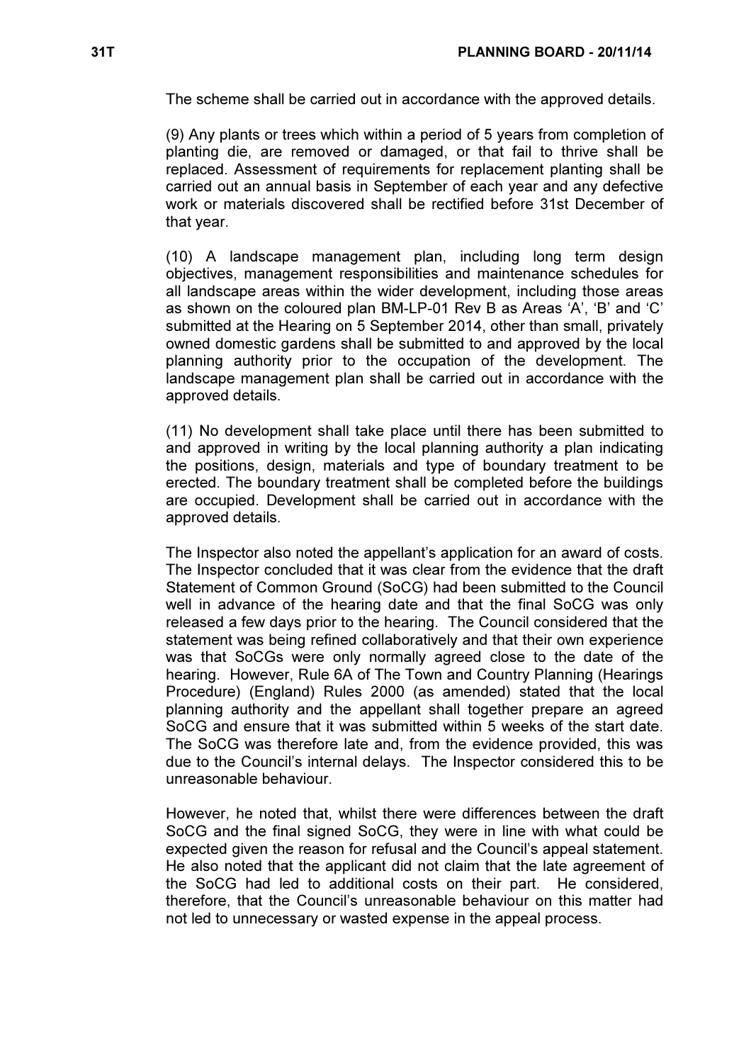The scheme shall be carried out in accordance with the approved details.

(9) Any plants or trees which within a period of 5 years from completion of planting die, are removed or damaged, or that fail to thrive shall be replaced. Assessment of requirements for replacement planting shall be carried out an annual basis in September of each year and any defective work or materials discovered shall be rectified before 31st December of that year.

(10) A landscape management plan, including long term design objectives, management responsibilities and maintenance schedules for all landscape areas within the wider development, including those areas as shown on the coloured plan BM-LP-01 Rev B as Areas 'A', 'B' and 'C' submitted at the Hearing on 5 September 2014, other than small, privately owned domestic gardens shall be submitted to and approved by the local planning authority prior to the occupation of the development. The landscape management plan shall be carried out in accordance with the approved details.

(11) No development shall take place until there has been submitted to and approved in writing by the local planning authority a plan indicating the positions, design, materials and type of boundary treatment to be erected. The boundary treatment shall be completed before the buildings are occupied. Development shall be carried out in accordance with the approved details.

The Inspector also noted the appellant's application for an award of costs. The Inspector concluded that it was clear from the evidence that the draft Statement of Common Ground (SoCG) had been submitted to the Council well in advance of the hearing date and that the final SoCG was only released a few days prior to the hearing. The Council considered that the statement was being refined collaboratively and that their own experience was that SoCGs were only normally agreed close to the date of the hearing. However, Rule 6A of The Town and Country Planning (Hearings Procedure) (England) Rules 2000 (as amended) stated that the local planning authority and the appellant shall together prepare an agreed SoCG and ensure that it was submitted within 5 weeks of the start date. The SoCG was therefore late and, from the evidence provided, this was due to the Council's internal delays. The Inspector considered this to be unreasonable behaviour.

However, he noted that, whilst there were differences between the draft SoCG and the final signed SoCG, they were in line with what could be expected given the reason for refusal and the Council's appeal statement. He also noted that the applicant did not claim that the late agreement of the SoCG had led to additional costs on their part. He considered, therefore, that the Council's unreasonable behaviour on this matter had not led to unnecessary or wasted expense in the appeal process.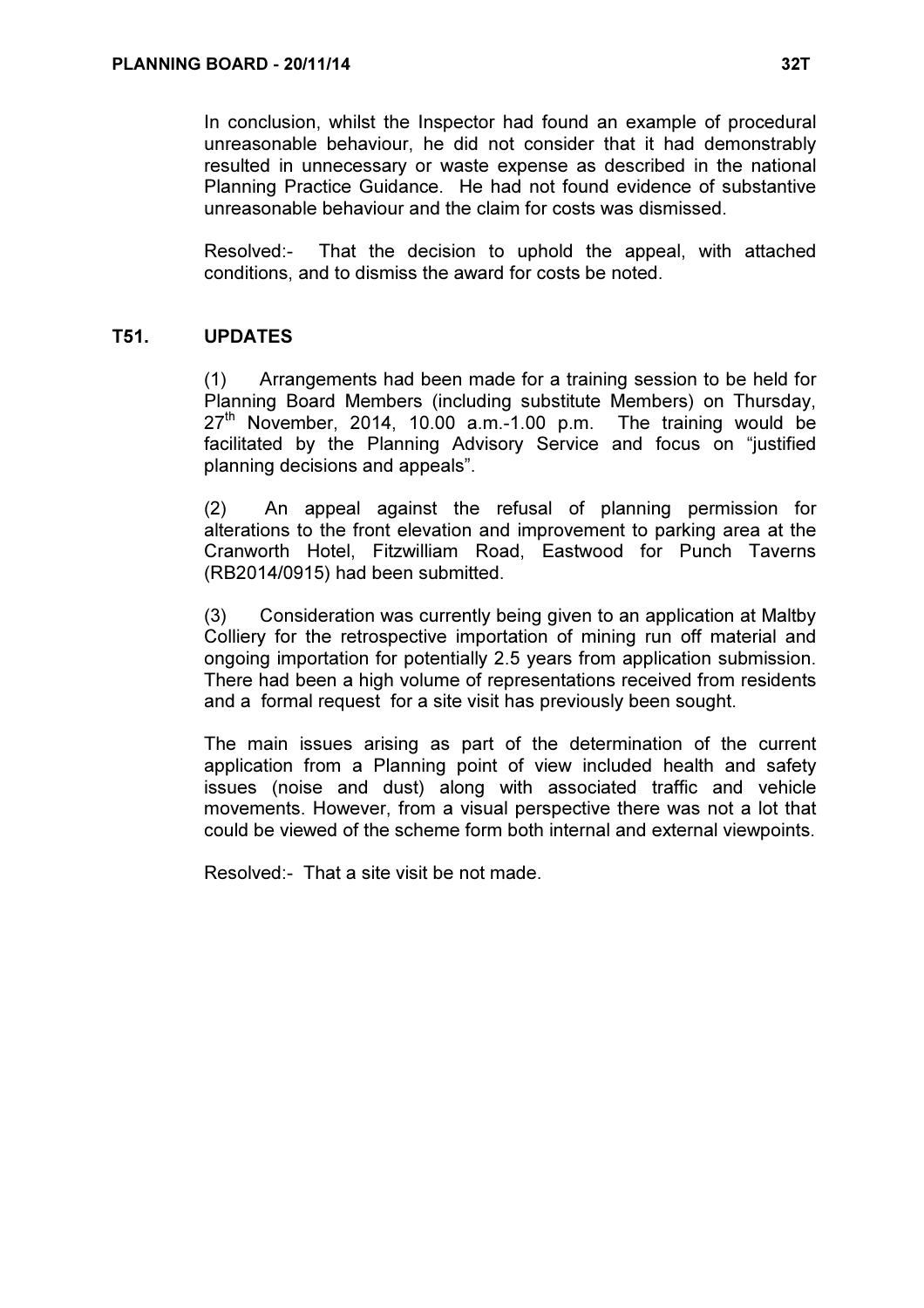In conclusion, whilst the Inspector had found an example of procedural unreasonable behaviour, he did not consider that it had demonstrably resulted in unnecessary or waste expense as described in the national Planning Practice Guidance. He had not found evidence of substantive unreasonable behaviour and the claim for costs was dismissed.

Resolved:- That the decision to uphold the appeal, with attached conditions, and to dismiss the award for costs be noted.

## T51. UPDATES

(1) Arrangements had been made for a training session to be held for Planning Board Members (including substitute Members) on Thursday, 27th November, 2014, 10.00 a.m.-1.00 p.m. The training would be facilitated by the Planning Advisory Service and focus on "justified planning decisions and appeals".

(2) An appeal against the refusal of planning permission for alterations to the front elevation and improvement to parking area at the Cranworth Hotel, Fitzwilliam Road, Eastwood for Punch Taverns (RB2014/0915) had been submitted.

(3) Consideration was currently being given to an application at Maltby Colliery for the retrospective importation of mining run off material and ongoing importation for potentially 2.5 years from application submission. There had been a high volume of representations received from residents and a formal request for a site visit has previously been sought.

The main issues arising as part of the determination of the current application from a Planning point of view included health and safety issues (noise and dust) along with associated traffic and vehicle movements. However, from a visual perspective there was not a lot that could be viewed of the scheme form both internal and external viewpoints.

Resolved:- That a site visit be not made.